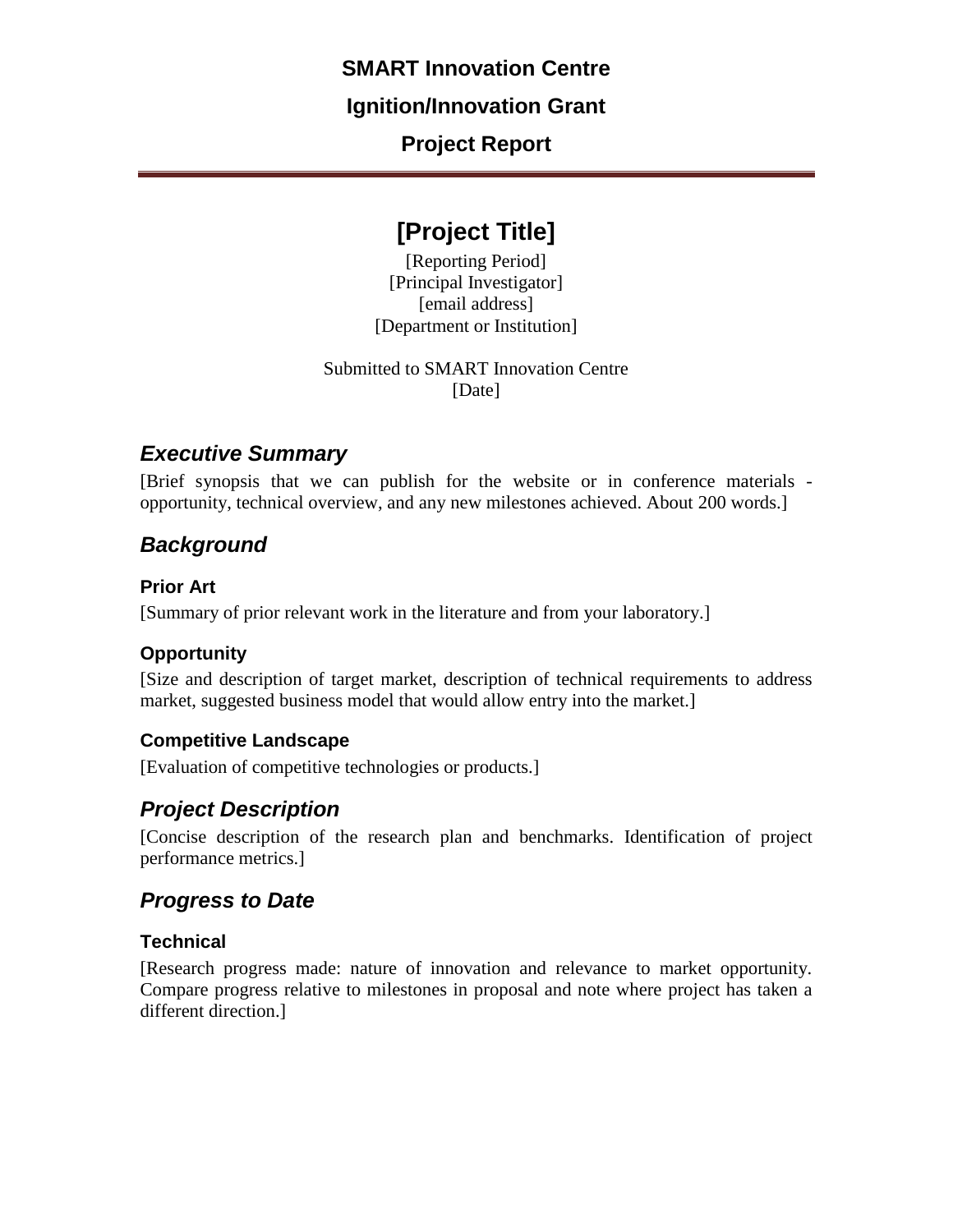# SMART Innovation Centre

# Ignition/Innovation Grant

# Project Report

---

# [Project Title]

[Reporting Period]
[Principal Investigator]
[email address]
[Department or Institution]

Submitted to SMART Innovation Centre
[Date]

## *Executive Summary*

[Brief synopsis that we can publish for the website or in conference materials - opportunity, technical overview, and any new milestones achieved. About 200 words.]

## *Background*

### Prior Art

[Summary of prior relevant work in the literature and from your laboratory.]

### Opportunity

[Size and description of target market, description of technical requirements to address market, suggested business model that would allow entry into the market.]

### Competitive Landscape

[Evaluation of competitive technologies or products.]

## *Project Description*

[Concise description of the research plan and benchmarks. Identification of project performance metrics.]

## *Progress to Date*

### Technical

[Research progress made: nature of innovation and relevance to market opportunity. Compare progress relative to milestones in proposal and note where project has taken a different direction.]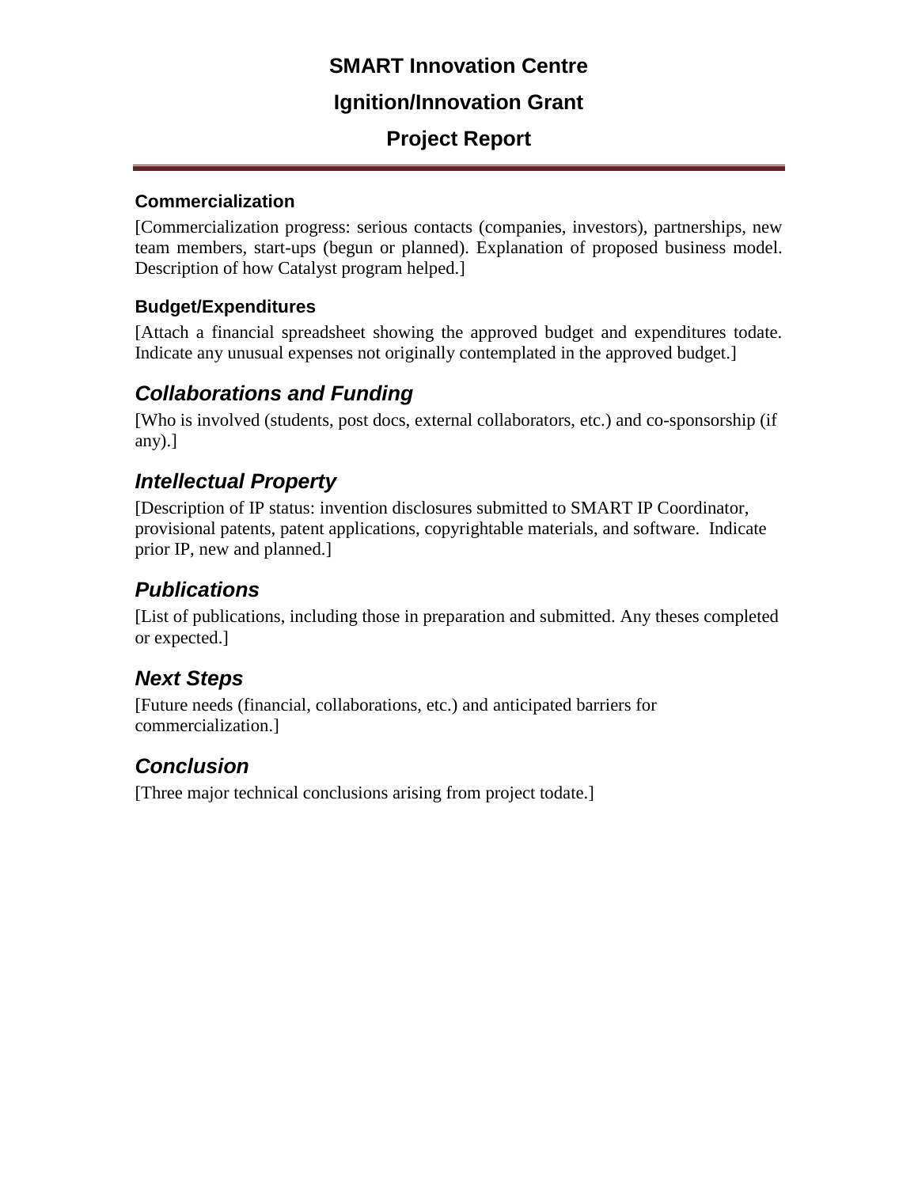**SMART Innovation Centre**

**Ignition/Innovation Grant**

**Project Report**

---

### Commercialization

[Commercialization progress: serious contacts (companies, investors), partnerships, new team members, start-ups (begun or planned). Explanation of proposed business model. Description of how Catalyst program helped.]

### Budget/Expenditures

[Attach a financial spreadsheet showing the approved budget and expenditures todate. Indicate any unusual expenses not originally contemplated in the approved budget.]

## *Collaborations and Funding*

[Who is involved (students, post docs, external collaborators, etc.) and co-sponsorship (if any).]

## *Intellectual Property*

[Description of IP status: invention disclosures submitted to SMART IP Coordinator, provisional patents, patent applications, copyrightable materials, and software. Indicate prior IP, new and planned.]

## *Publications*

[List of publications, including those in preparation and submitted. Any theses completed or expected.]

## *Next Steps*

[Future needs (financial, collaborations, etc.) and anticipated barriers for commercialization.]

## *Conclusion*

[Three major technical conclusions arising from project todate.]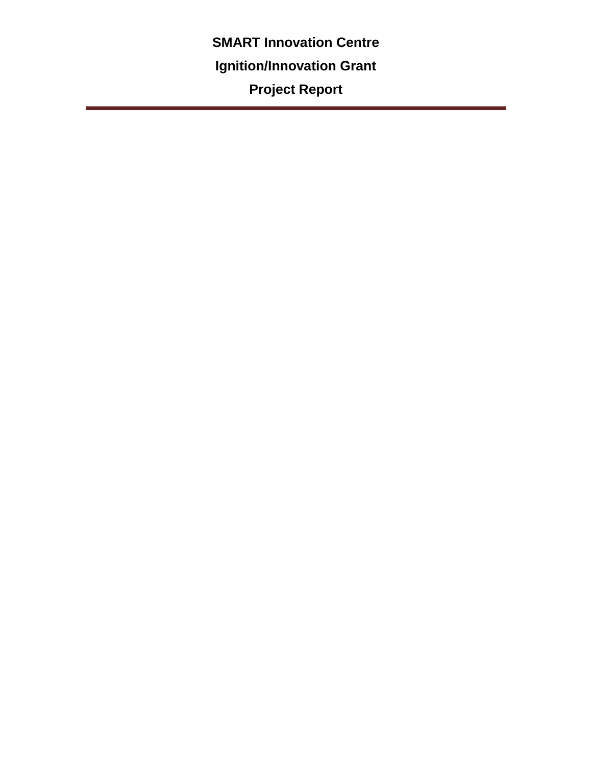# SMART Innovation Centre

# Ignition/Innovation Grant

# Project Report

---